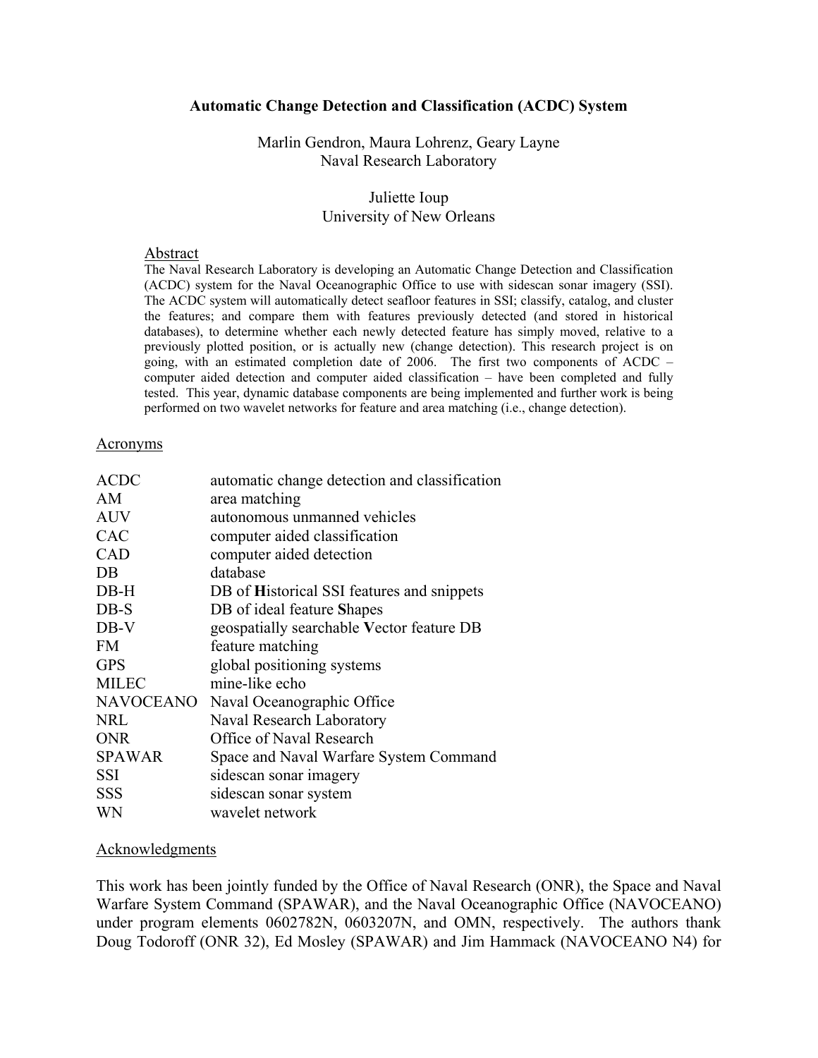# Automatic Change Detection and Classification (ACDC) System

Marlin Gendron, Maura Lohrenz, Geary Layne
Naval Research Laboratory

Juliette Ioup
University of New Orleans

## Abstract

The Naval Research Laboratory is developing an Automatic Change Detection and Classification (ACDC) system for the Naval Oceanographic Office to use with sidescan sonar imagery (SSI). The ACDC system will automatically detect seafloor features in SSI; classify, catalog, and cluster the features; and compare them with features previously detected (and stored in historical databases), to determine whether each newly detected feature has simply moved, relative to a previously plotted position, or is actually new (change detection). This research project is on going, with an estimated completion date of 2006. The first two components of ACDC – computer aided detection and computer aided classification – have been completed and fully tested. This year, dynamic database components are being implemented and further work is being performed on two wavelet networks for feature and area matching (i.e., change detection).

## Acronyms

| | |
|---|---|
| ACDC | automatic change detection and classification |
| AM | area matching |
| AUV | autonomous unmanned vehicles |
| CAC | computer aided classification |
| CAD | computer aided detection |
| DB | database |
| DB-H | DB of **H**istorical SSI features and snippets |
| DB-S | DB of ideal feature **S**hapes |
| DB-V | geospatially searchable **V**ector feature DB |
| FM | feature matching |
| GPS | global positioning systems |
| MILEC | mine-like echo |
| NAVOCEANO | Naval Oceanographic Office |
| NRL | Naval Research Laboratory |
| ONR | Office of Naval Research |
| SPAWAR | Space and Naval Warfare System Command |
| SSI | sidescan sonar imagery |
| SSS | sidescan sonar system |
| WN | wavelet network |

## Acknowledgments

This work has been jointly funded by the Office of Naval Research (ONR), the Space and Naval Warfare System Command (SPAWAR), and the Naval Oceanographic Office (NAVOCEANO) under program elements 0602782N, 0603207N, and OMN, respectively. The authors thank Doug Todoroff (ONR 32), Ed Mosley (SPAWAR) and Jim Hammack (NAVOCEANO N4) for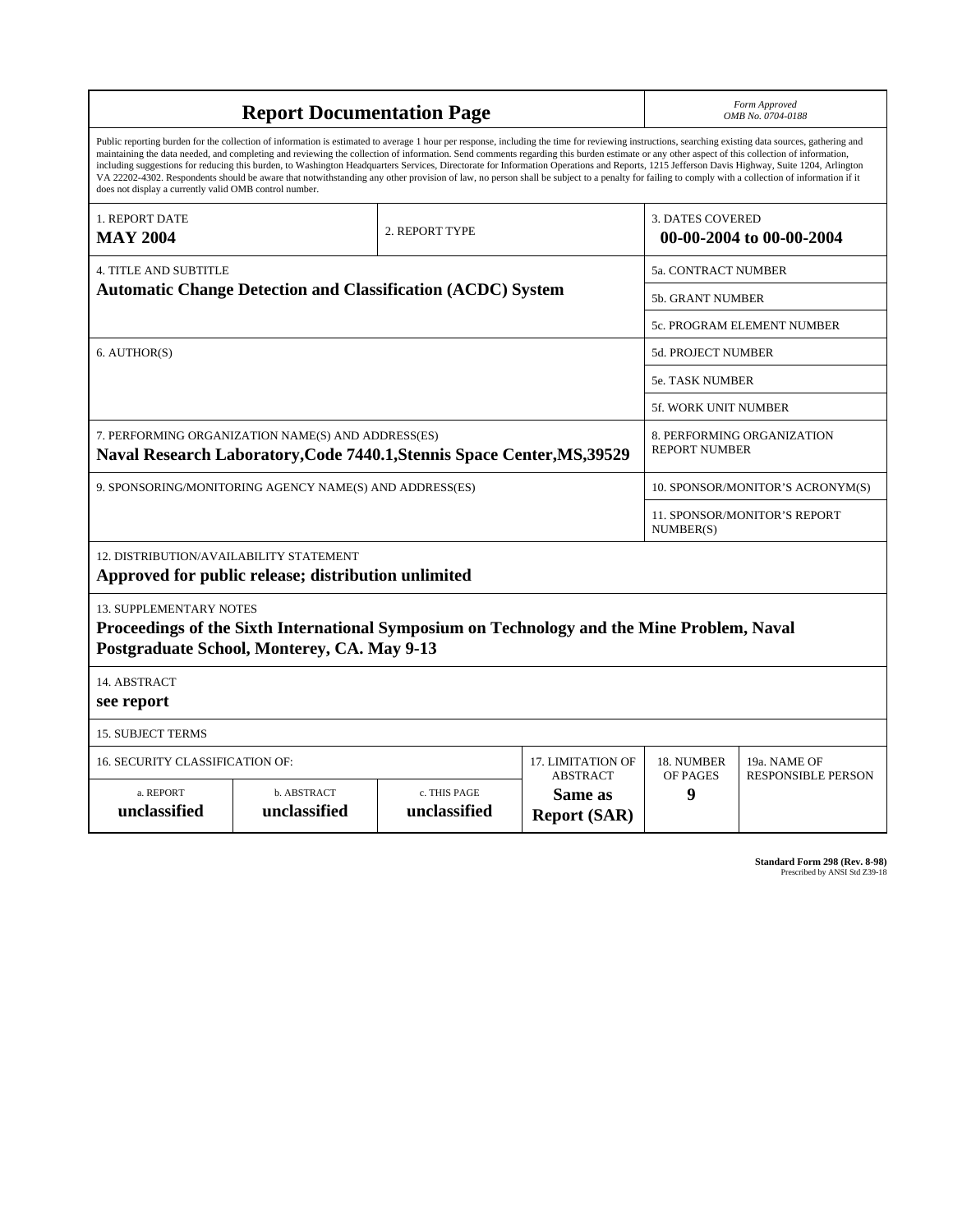# Report Documentation Page

*Form Approved*
*OMB No. 0704-0188*

Public reporting burden for the collection of information is estimated to average 1 hour per response, including the time for reviewing instructions, searching existing data sources, gathering and maintaining the data needed, and completing and reviewing the collection of information. Send comments regarding this burden estimate or any other aspect of this collection of information, including suggestions for reducing this burden, to Washington Headquarters Services, Directorate for Information Operations and Reports, 1215 Jefferson Davis Highway, Suite 1204, Arlington VA 22202-4302. Respondents should be aware that notwithstanding any other provision of law, no person shall be subject to a penalty for failing to comply with a collection of information if it does not display a currently valid OMB control number.

| 1. REPORT DATE | 2. REPORT TYPE | 3. DATES COVERED |
|---|---|---|
| **MAY 2004** | | **00-00-2004 to 00-00-2004** |

| 4. TITLE AND SUBTITLE | |
|---|---|
| **Automatic Change Detection and Classification (ACDC) System** | 5a. CONTRACT NUMBER |
| | 5b. GRANT NUMBER |
| | 5c. PROGRAM ELEMENT NUMBER |
| 6. AUTHOR(S) | 5d. PROJECT NUMBER |
| | 5e. TASK NUMBER |
| | 5f. WORK UNIT NUMBER |
| 7. PERFORMING ORGANIZATION NAME(S) AND ADDRESS(ES) **Naval Research Laboratory,Code 7440.1,Stennis Space Center,MS,39529** | 8. PERFORMING ORGANIZATION REPORT NUMBER |
| 9. SPONSORING/MONITORING AGENCY NAME(S) AND ADDRESS(ES) | 10. SPONSOR/MONITOR'S ACRONYM(S) |
| | 11. SPONSOR/MONITOR'S REPORT NUMBER(S) |

12. DISTRIBUTION/AVAILABILITY STATEMENT
**Approved for public release; distribution unlimited**

13. SUPPLEMENTARY NOTES
**Proceedings of the Sixth International Symposium on Technology and the Mine Problem, Naval Postgraduate School, Monterey, CA. May 9-13**

14. ABSTRACT
**see report**

15. SUBJECT TERMS

| 16. SECURITY CLASSIFICATION OF: | | | 17. LIMITATION OF ABSTRACT | 18. NUMBER OF PAGES | 19a. NAME OF RESPONSIBLE PERSON |
|---|---|---|---|---|---|
| a. REPORT | b. ABSTRACT | c. THIS PAGE | | | |
| **unclassified** | **unclassified** | **unclassified** | **Same as Report (SAR)** | **9** | |

**Standard Form 298 (Rev. 8-98)**
Prescribed by ANSI Std Z39-18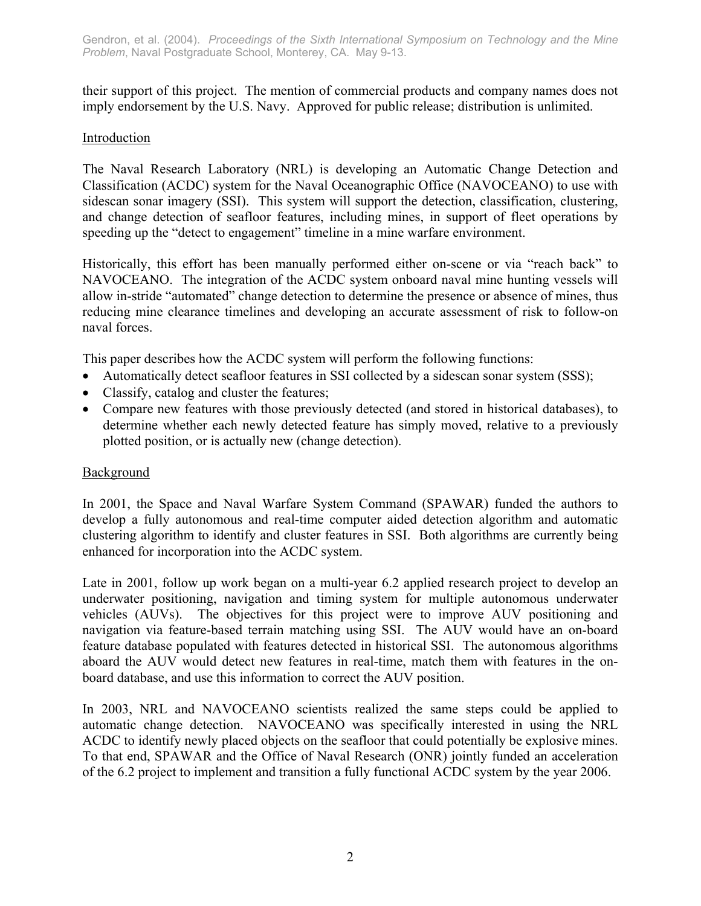their support of this project. The mention of commercial products and company names does not imply endorsement by the U.S. Navy. Approved for public release; distribution is unlimited.

## Introduction

The Naval Research Laboratory (NRL) is developing an Automatic Change Detection and Classification (ACDC) system for the Naval Oceanographic Office (NAVOCEANO) to use with sidescan sonar imagery (SSI). This system will support the detection, classification, clustering, and change detection of seafloor features, including mines, in support of fleet operations by speeding up the "detect to engagement" timeline in a mine warfare environment.

Historically, this effort has been manually performed either on-scene or via "reach back" to NAVOCEANO. The integration of the ACDC system onboard naval mine hunting vessels will allow in-stride "automated" change detection to determine the presence or absence of mines, thus reducing mine clearance timelines and developing an accurate assessment of risk to follow-on naval forces.

This paper describes how the ACDC system will perform the following functions:

- Automatically detect seafloor features in SSI collected by a sidescan sonar system (SSS);
- Classify, catalog and cluster the features;
- Compare new features with those previously detected (and stored in historical databases), to determine whether each newly detected feature has simply moved, relative to a previously plotted position, or is actually new (change detection).

## Background

In 2001, the Space and Naval Warfare System Command (SPAWAR) funded the authors to develop a fully autonomous and real-time computer aided detection algorithm and automatic clustering algorithm to identify and cluster features in SSI. Both algorithms are currently being enhanced for incorporation into the ACDC system.

Late in 2001, follow up work began on a multi-year 6.2 applied research project to develop an underwater positioning, navigation and timing system for multiple autonomous underwater vehicles (AUVs). The objectives for this project were to improve AUV positioning and navigation via feature-based terrain matching using SSI. The AUV would have an on-board feature database populated with features detected in historical SSI. The autonomous algorithms aboard the AUV would detect new features in real-time, match them with features in the on-board database, and use this information to correct the AUV position.

In 2003, NRL and NAVOCEANO scientists realized the same steps could be applied to automatic change detection. NAVOCEANO was specifically interested in using the NRL ACDC to identify newly placed objects on the seafloor that could potentially be explosive mines. To that end, SPAWAR and the Office of Naval Research (ONR) jointly funded an acceleration of the 6.2 project to implement and transition a fully functional ACDC system by the year 2006.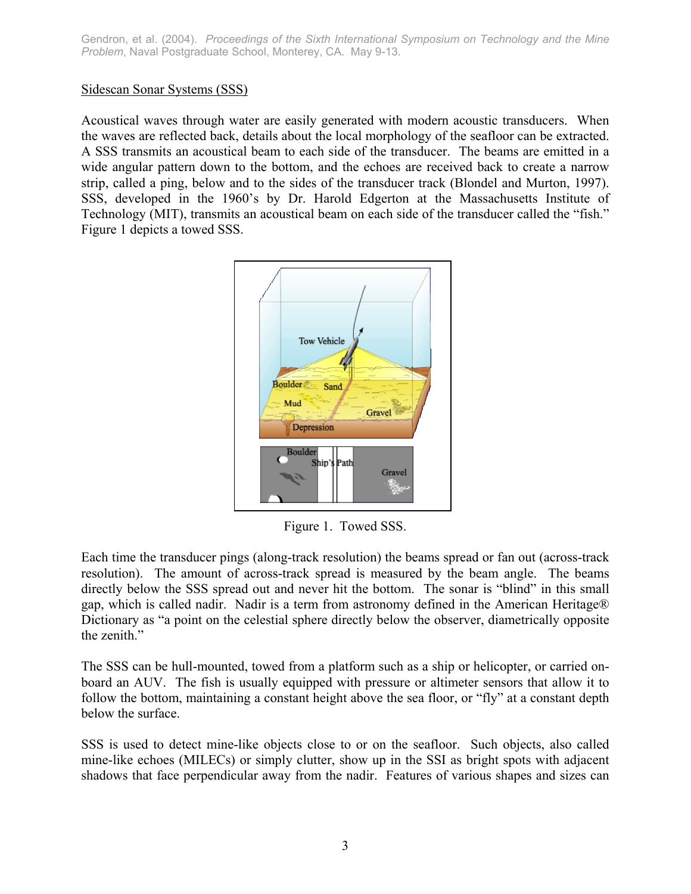Sidescan Sonar Systems (SSS)

Acoustical waves through water are easily generated with modern acoustic transducers. When the waves are reflected back, details about the local morphology of the seafloor can be extracted. A SSS transmits an acoustical beam to each side of the transducer. The beams are emitted in a wide angular pattern down to the bottom, and the echoes are received back to create a narrow strip, called a ping, below and to the sides of the transducer track (Blondel and Murton, 1997). SSS, developed in the 1960's by Dr. Harold Edgerton at the Massachusetts Institute of Technology (MIT), transmits an acoustical beam on each side of the transducer called the "fish." Figure 1 depicts a towed SSS.

Figure 1. Towed SSS.

Each time the transducer pings (along-track resolution) the beams spread or fan out (across-track resolution). The amount of across-track spread is measured by the beam angle. The beams directly below the SSS spread out and never hit the bottom. The sonar is "blind" in this small gap, which is called nadir. Nadir is a term from astronomy defined in the American Heritage® Dictionary as "a point on the celestial sphere directly below the observer, diametrically opposite the zenith."

The SSS can be hull-mounted, towed from a platform such as a ship or helicopter, or carried on-board an AUV. The fish is usually equipped with pressure or altimeter sensors that allow it to follow the bottom, maintaining a constant height above the sea floor, or "fly" at a constant depth below the surface.

SSS is used to detect mine-like objects close to or on the seafloor. Such objects, also called mine-like echoes (MILECs) or simply clutter, show up in the SSI as bright spots with adjacent shadows that face perpendicular away from the nadir. Features of various shapes and sizes can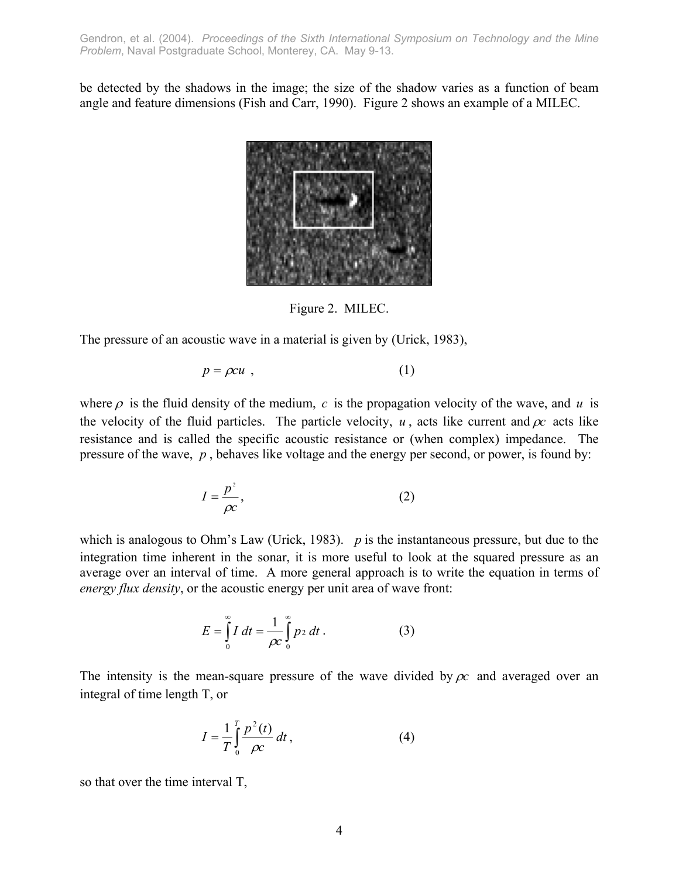be detected by the shadows in the image; the size of the shadow varies as a function of beam angle and feature dimensions (Fish and Carr, 1990). Figure 2 shows an example of a MILEC.

Figure 2. MILEC.

The pressure of an acoustic wave in a material is given by (Urick, 1983),

$$p = \rho c u \ , \tag{1}$$

where $\rho$ is the fluid density of the medium, $c$ is the propagation velocity of the wave, and $u$ is the velocity of the fluid particles. The particle velocity, $u$, acts like current and $\rho c$ acts like resistance and is called the specific acoustic resistance or (when complex) impedance. The pressure of the wave, $p$, behaves like voltage and the energy per second, or power, is found by:

$$I = \frac{p^2}{\rho c}, \tag{2}$$

which is analogous to Ohm's Law (Urick, 1983). $p$ is the instantaneous pressure, but due to the integration time inherent in the sonar, it is more useful to look at the squared pressure as an average over an interval of time. A more general approach is to write the equation in terms of *energy flux density*, or the acoustic energy per unit area of wave front:

$$E = \int_0^\infty I \, dt = \frac{1}{\rho c}\int_0^\infty p_2 \, dt \ . \tag{3}$$

The intensity is the mean-square pressure of the wave divided by $\rho c$ and averaged over an integral of time length T, or

$$I = \frac{1}{T}\int_0^T \frac{p^2(t)}{\rho c} \, dt \ , \tag{4}$$

so that over the time interval T,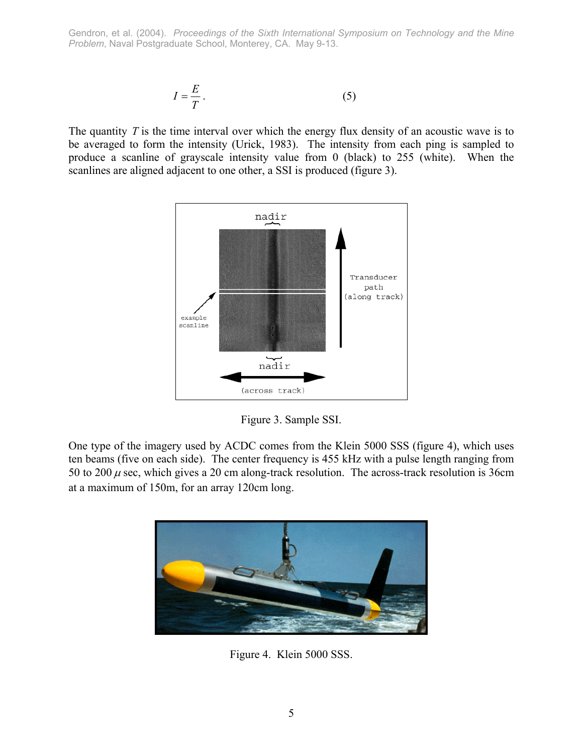$$I = \frac{E}{T}. \tag{5}$$

The quantity $T$ is the time interval over which the energy flux density of an acoustic wave is to be averaged to form the intensity (Urick, 1983). The intensity from each ping is sampled to produce a scanline of grayscale intensity value from 0 (black) to 255 (white). When the scanlines are aligned adjacent to one other, a SSI is produced (figure 3).

Figure 3. Sample SSI.

One type of the imagery used by ACDC comes from the Klein 5000 SSS (figure 4), which uses ten beams (five on each side). The center frequency is 455 kHz with a pulse length ranging from 50 to 200 $\mu$ sec, which gives a 20 cm along-track resolution. The across-track resolution is 36cm at a maximum of 150m, for an array 120cm long.

Figure 4. Klein 5000 SSS.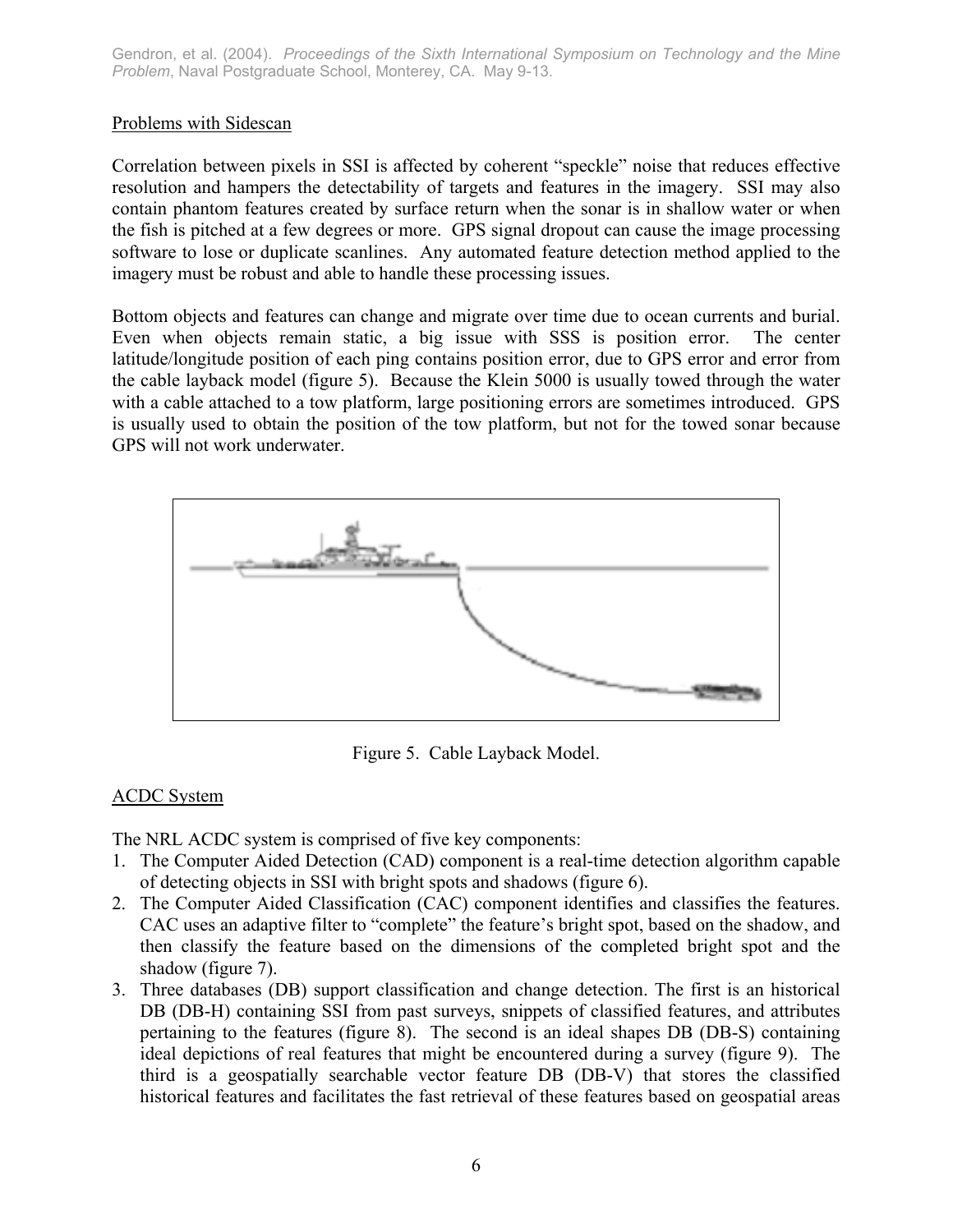## Problems with Sidescan

Correlation between pixels in SSI is affected by coherent "speckle" noise that reduces effective resolution and hampers the detectability of targets and features in the imagery. SSI may also contain phantom features created by surface return when the sonar is in shallow water or when the fish is pitched at a few degrees or more. GPS signal dropout can cause the image processing software to lose or duplicate scanlines. Any automated feature detection method applied to the imagery must be robust and able to handle these processing issues.

Bottom objects and features can change and migrate over time due to ocean currents and burial. Even when objects remain static, a big issue with SSS is position error. The center latitude/longitude position of each ping contains position error, due to GPS error and error from the cable layback model (figure 5). Because the Klein 5000 is usually towed through the water with a cable attached to a tow platform, large positioning errors are sometimes introduced. GPS is usually used to obtain the position of the tow platform, but not for the towed sonar because GPS will not work underwater.

Figure 5. Cable Layback Model.

## ACDC System

The NRL ACDC system is comprised of five key components:

1. The Computer Aided Detection (CAD) component is a real-time detection algorithm capable of detecting objects in SSI with bright spots and shadows (figure 6).
2. The Computer Aided Classification (CAC) component identifies and classifies the features. CAC uses an adaptive filter to "complete" the feature's bright spot, based on the shadow, and then classify the feature based on the dimensions of the completed bright spot and the shadow (figure 7).
3. Three databases (DB) support classification and change detection. The first is an historical DB (DB-H) containing SSI from past surveys, snippets of classified features, and attributes pertaining to the features (figure 8). The second is an ideal shapes DB (DB-S) containing ideal depictions of real features that might be encountered during a survey (figure 9). The third is a geospatially searchable vector feature DB (DB-V) that stores the classified historical features and facilitates the fast retrieval of these features based on geospatial areas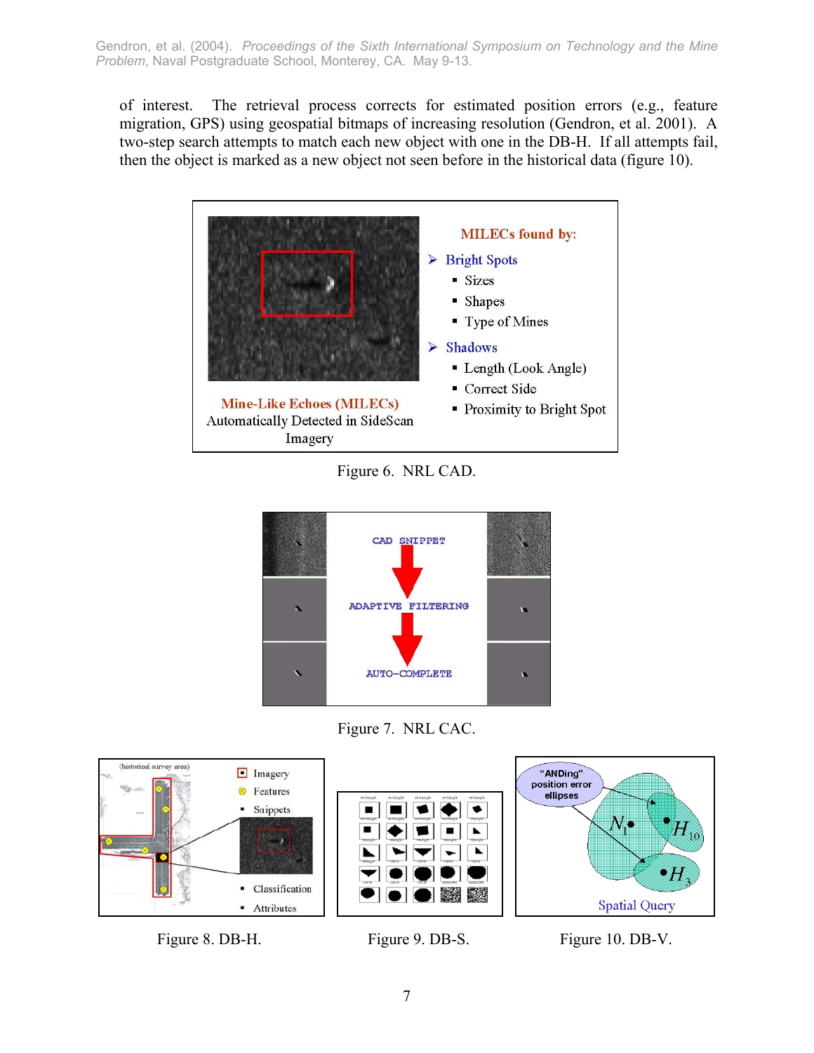of interest. The retrieval process corrects for estimated position errors (e.g., feature migration, GPS) using geospatial bitmaps of increasing resolution (Gendron, et al. 2001). A two-step search attempts to match each new object with one in the DB-H. If all attempts fail, then the object is marked as a new object not seen before in the historical data (figure 10).

Figure 6. NRL CAD.

Figure 7. NRL CAC.

Figure 8. DB-H.

Figure 9. DB-S.

Figure 10. DB-V.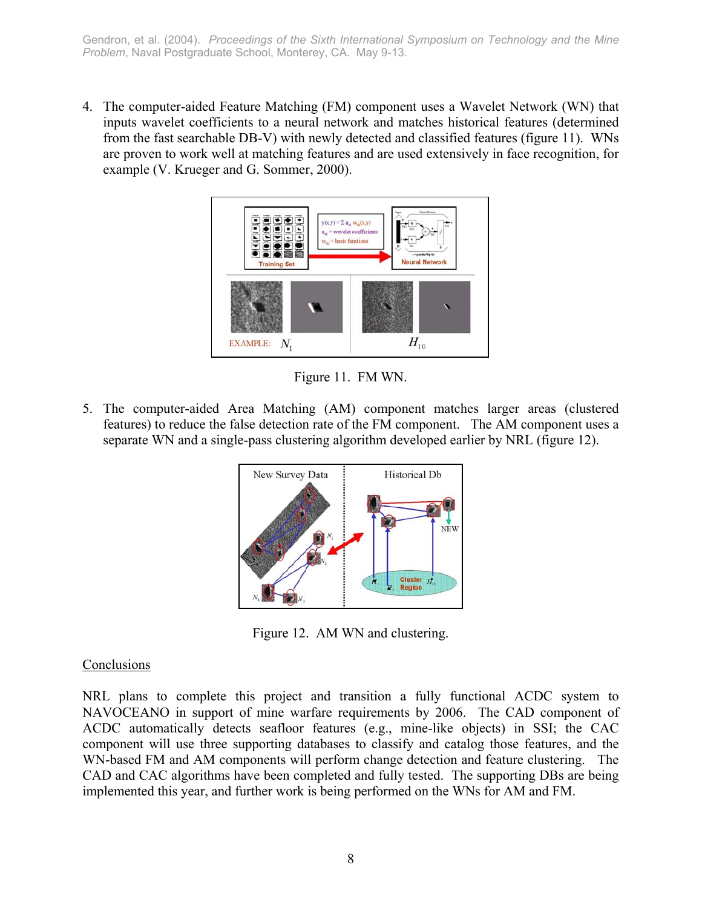4. The computer-aided Feature Matching (FM) component uses a Wavelet Network (WN) that inputs wavelet coefficients to a neural network and matches historical features (determined from the fast searchable DB-V) with newly detected and classified features (figure 11). WNs are proven to work well at matching features and are used extensively in face recognition, for example (V. Krueger and G. Sommer, 2000).

Figure 11. FM WN.

5. The computer-aided Area Matching (AM) component matches larger areas (clustered features) to reduce the false detection rate of the FM component. The AM component uses a separate WN and a single-pass clustering algorithm developed earlier by NRL (figure 12).

Figure 12. AM WN and clustering.

<u>Conclusions</u>

NRL plans to complete this project and transition a fully functional ACDC system to NAVOCEANO in support of mine warfare requirements by 2006. The CAD component of ACDC automatically detects seafloor features (e.g., mine-like objects) in SSI; the CAC component will use three supporting databases to classify and catalog those features, and the WN-based FM and AM components will perform change detection and feature clustering. The CAD and CAC algorithms have been completed and fully tested. The supporting DBs are being implemented this year, and further work is being performed on the WNs for AM and FM.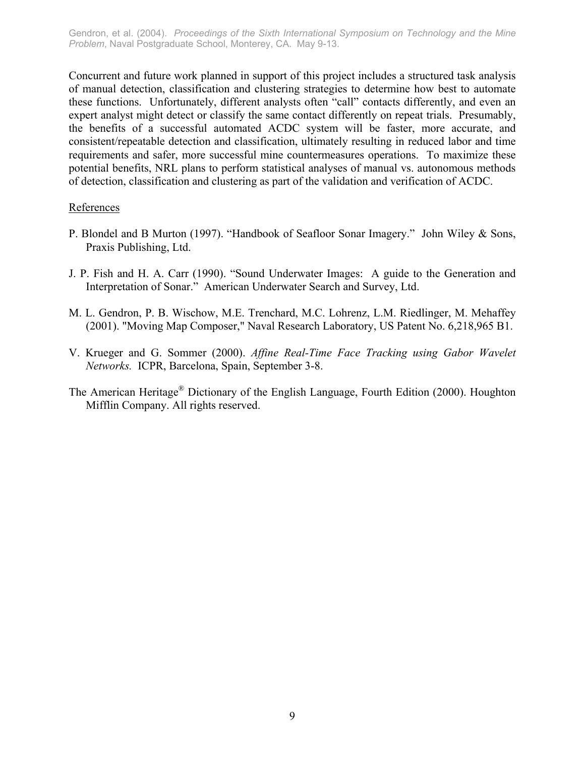Concurrent and future work planned in support of this project includes a structured task analysis of manual detection, classification and clustering strategies to determine how best to automate these functions. Unfortunately, different analysts often "call" contacts differently, and even an expert analyst might detect or classify the same contact differently on repeat trials. Presumably, the benefits of a successful automated ACDC system will be faster, more accurate, and consistent/repeatable detection and classification, ultimately resulting in reduced labor and time requirements and safer, more successful mine countermeasures operations. To maximize these potential benefits, NRL plans to perform statistical analyses of manual vs. autonomous methods of detection, classification and clustering as part of the validation and verification of ACDC.

References

P. Blondel and B Murton (1997). "Handbook of Seafloor Sonar Imagery." John Wiley & Sons, Praxis Publishing, Ltd.

J. P. Fish and H. A. Carr (1990). "Sound Underwater Images: A guide to the Generation and Interpretation of Sonar." American Underwater Search and Survey, Ltd.

M. L. Gendron, P. B. Wischow, M.E. Trenchard, M.C. Lohrenz, L.M. Riedlinger, M. Mehaffey (2001). "Moving Map Composer," Naval Research Laboratory, US Patent No. 6,218,965 B1.

V. Krueger and G. Sommer (2000). *Affine Real-Time Face Tracking using Gabor Wavelet Networks.* ICPR, Barcelona, Spain, September 3-8.

The American Heritage® Dictionary of the English Language, Fourth Edition (2000). Houghton Mifflin Company. All rights reserved.